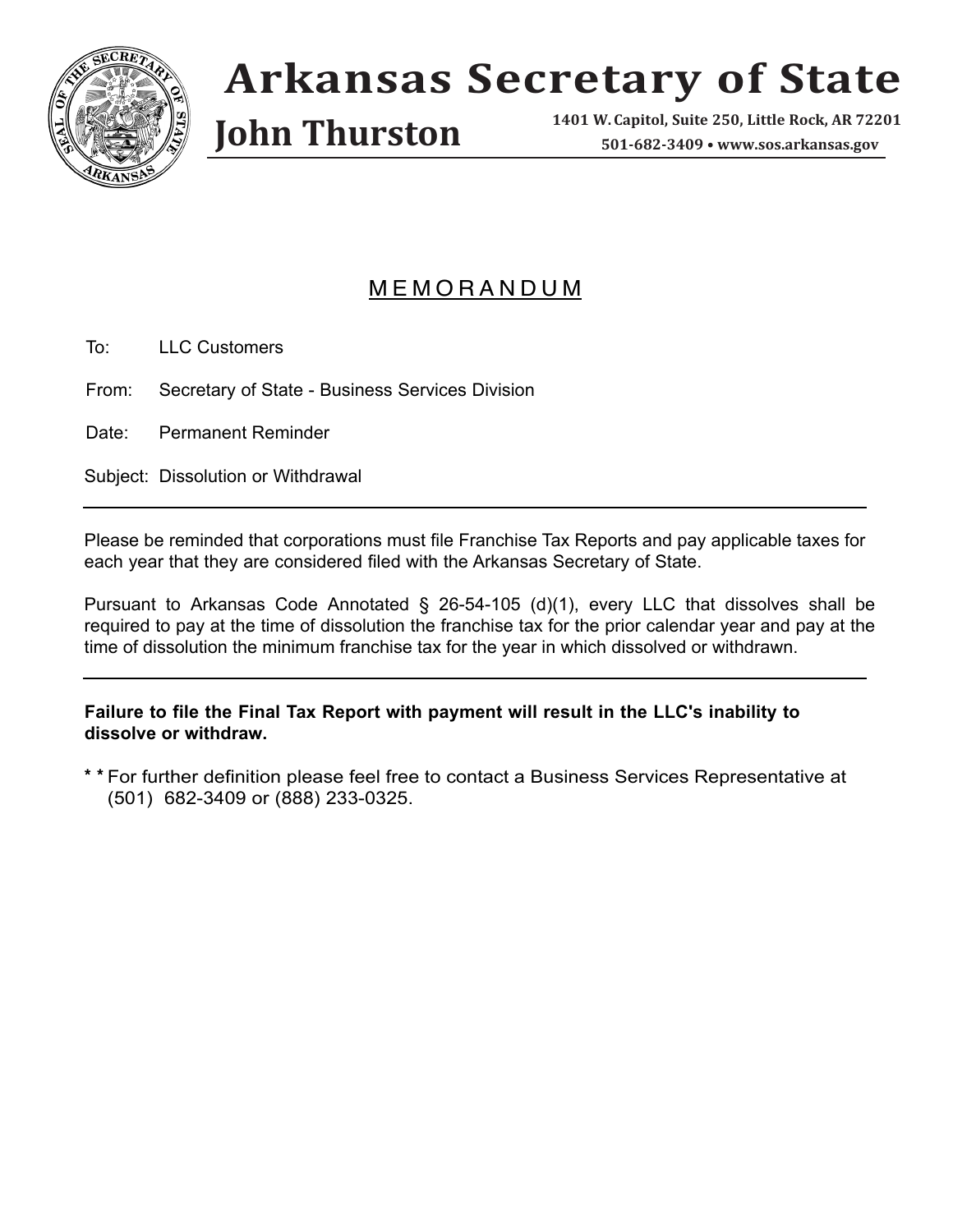# Arkansas Secretary of State

## John Thurston

1401 W. Capitol, Suite 250, Little Rock, AR 72201
501-682-3409 • www.sos.arkansas.gov

## MEMORANDUM

To: LLC Customers

From: Secretary of State - Business Services Division

Date: Permanent Reminder

Subject: Dissolution or Withdrawal

---

Please be reminded that corporations must file Franchise Tax Reports and pay applicable taxes for each year that they are considered filed with the Arkansas Secretary of State.

Pursuant to Arkansas Code Annotated § 26-54-105 (d)(1), every LLC that dissolves shall be required to pay at the time of dissolution the franchise tax for the prior calendar year and pay at the time of dissolution the minimum franchise tax for the year in which dissolved or withdrawn.

---

**Failure to file the Final Tax Report with payment will result in the LLC's inability to dissolve or withdraw.**

**\* \*** For further definition please feel free to contact a Business Services Representative at (501) 682-3409 or (888) 233-0325.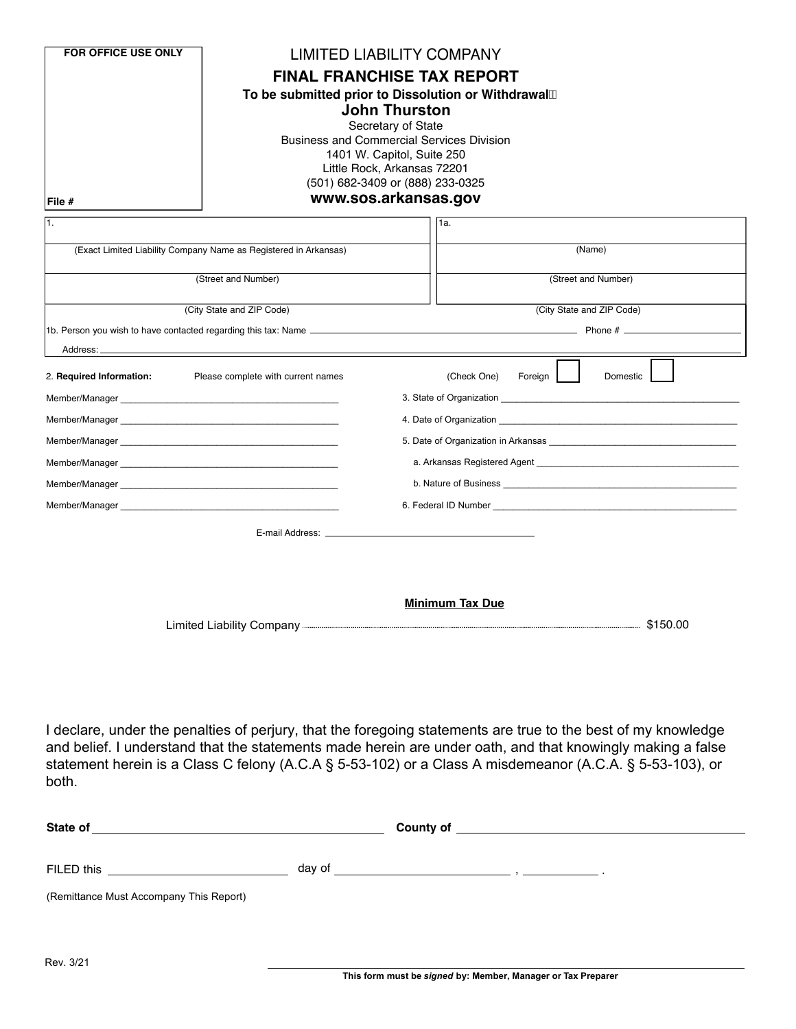FOR OFFICE USE ONLY

File #

# LIMITED LIABILITY COMPANY

## FINAL FRANCHISE TAX REPORT

**To be submitted prior to Dissolution or Withdrawal**

**John Thurston**

Secretary of State
Business and Commercial Services Division
1401 W. Capitol, Suite 250
Little Rock, Arkansas 72201
(501) 682-3409 or (888) 233-0325

**www.sos.arkansas.gov**

| 1. | 1a. |
|---|---|
| (Exact Limited Liability Company Name as Registered in Arkansas) | (Name) |
| (Street and Number) | (Street and Number) |
| (City State and ZIP Code) | (City State and ZIP Code) |

1b. Person you wish to have contacted regarding this tax: Name ____________________ Phone # ____________

Address: ____________________

2. **Required Information:** Please complete with current names

(Check One) Foreign ☐ Domestic ☐

Member/Manager ____________________

Member/Manager ____________________

Member/Manager ____________________

Member/Manager ____________________

Member/Manager ____________________

Member/Manager ____________________

3. State of Organization ____________________

4. Date of Organization ____________________

5. Date of Organization in Arkansas ____________________

a. Arkansas Registered Agent ____________________

b. Nature of Business ____________________

6. Federal ID Number ____________________

E-mail Address: ____________________

**Minimum Tax Due**

Limited Liability Company .................................... $150.00

I declare, under the penalties of perjury, that the foregoing statements are true to the best of my knowledge and belief. I understand that the statements made herein are under oath, and that knowingly making a false statement herein is a Class C felony (A.C.A § 5-53-102) or a Class A misdemeanor (A.C.A. § 5-53-103), or both.

**State of** ____________________ **County of** ____________________

FILED this ____________ day of ____________________ , ________ .

(Remittance Must Accompany This Report)

Rev. 3/21

____________________

**This form must be *signed* by: Member, Manager or Tax Preparer**